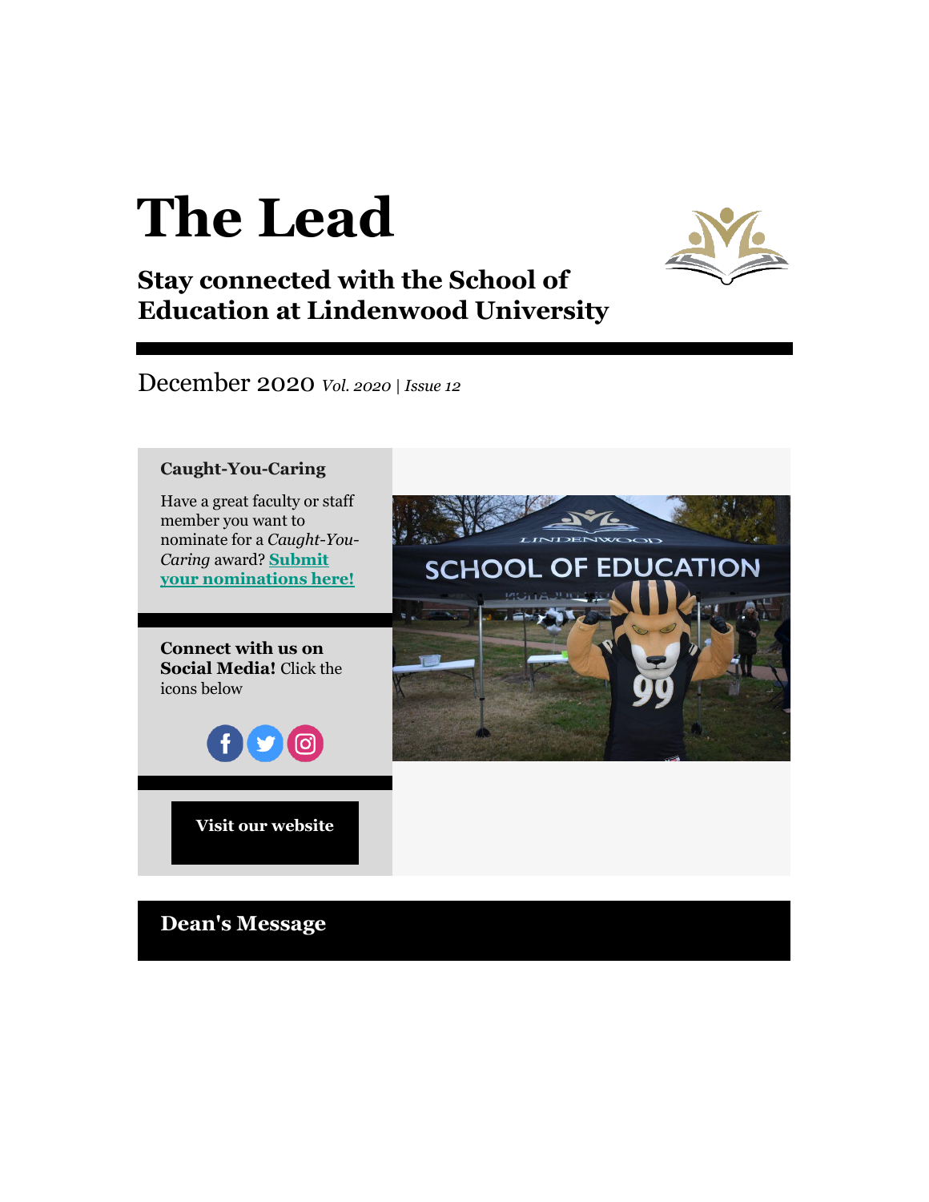# The Lead

## Stay connected with the School of Education at Lindenwood University

December 2020 *Vol. 2020 | Issue 12*

### Caught-You-Caring

Have a great faculty or staff member you want to nominate for a *Caught-You-Caring* award? **Submit your nominations here!**

**Connect with us on Social Media!** Click the icons below

**Visit our website**

## Dean's Message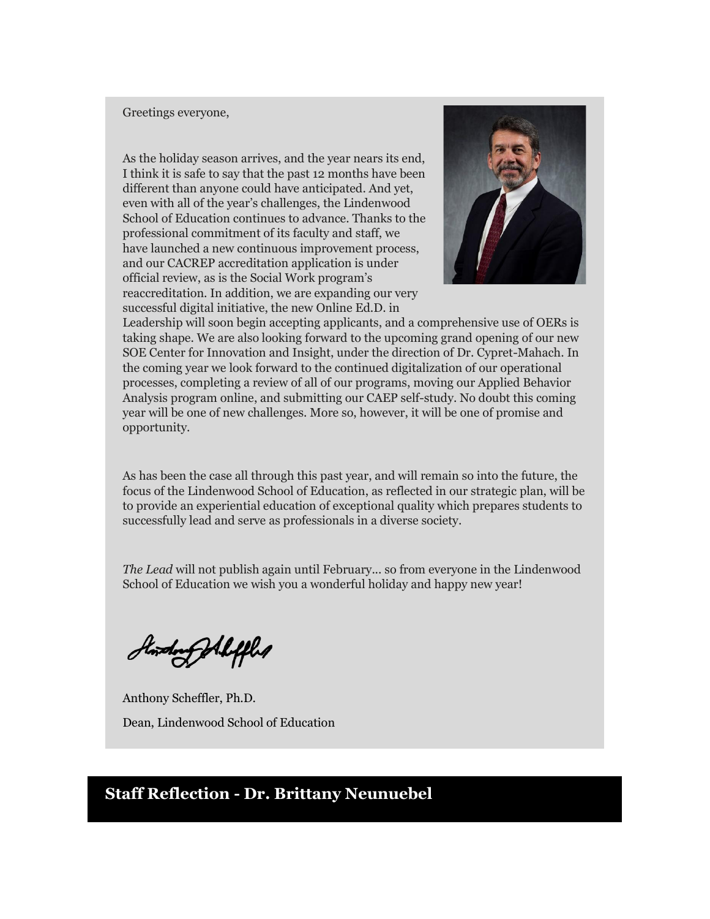Greetings everyone,

As the holiday season arrives, and the year nears its end, I think it is safe to say that the past 12 months have been different than anyone could have anticipated. And yet, even with all of the year's challenges, the Lindenwood School of Education continues to advance. Thanks to the professional commitment of its faculty and staff, we have launched a new continuous improvement process, and our CACREP accreditation application is under official review, as is the Social Work program's reaccreditation. In addition, we are expanding our very successful digital initiative, the new Online Ed.D. in Leadership will soon begin accepting applicants, and a comprehensive use of OERs is taking shape. We are also looking forward to the upcoming grand opening of our new SOE Center for Innovation and Insight, under the direction of Dr. Cypret-Mahach. In the coming year we look forward to the continued digitalization of our operational processes, completing a review of all of our programs, moving our Applied Behavior Analysis program online, and submitting our CAEP self-study. No doubt this coming year will be one of new challenges. More so, however, it will be one of promise and opportunity.

As has been the case all through this past year, and will remain so into the future, the focus of the Lindenwood School of Education, as reflected in our strategic plan, will be to provide an experiential education of exceptional quality which prepares students to successfully lead and serve as professionals in a diverse society.

*The Lead* will not publish again until February... so from everyone in the Lindenwood School of Education we wish you a wonderful holiday and happy new year!

Anthony Scheffler, Ph.D.

Dean, Lindenwood School of Education

## Staff Reflection - Dr. Brittany Neunuebel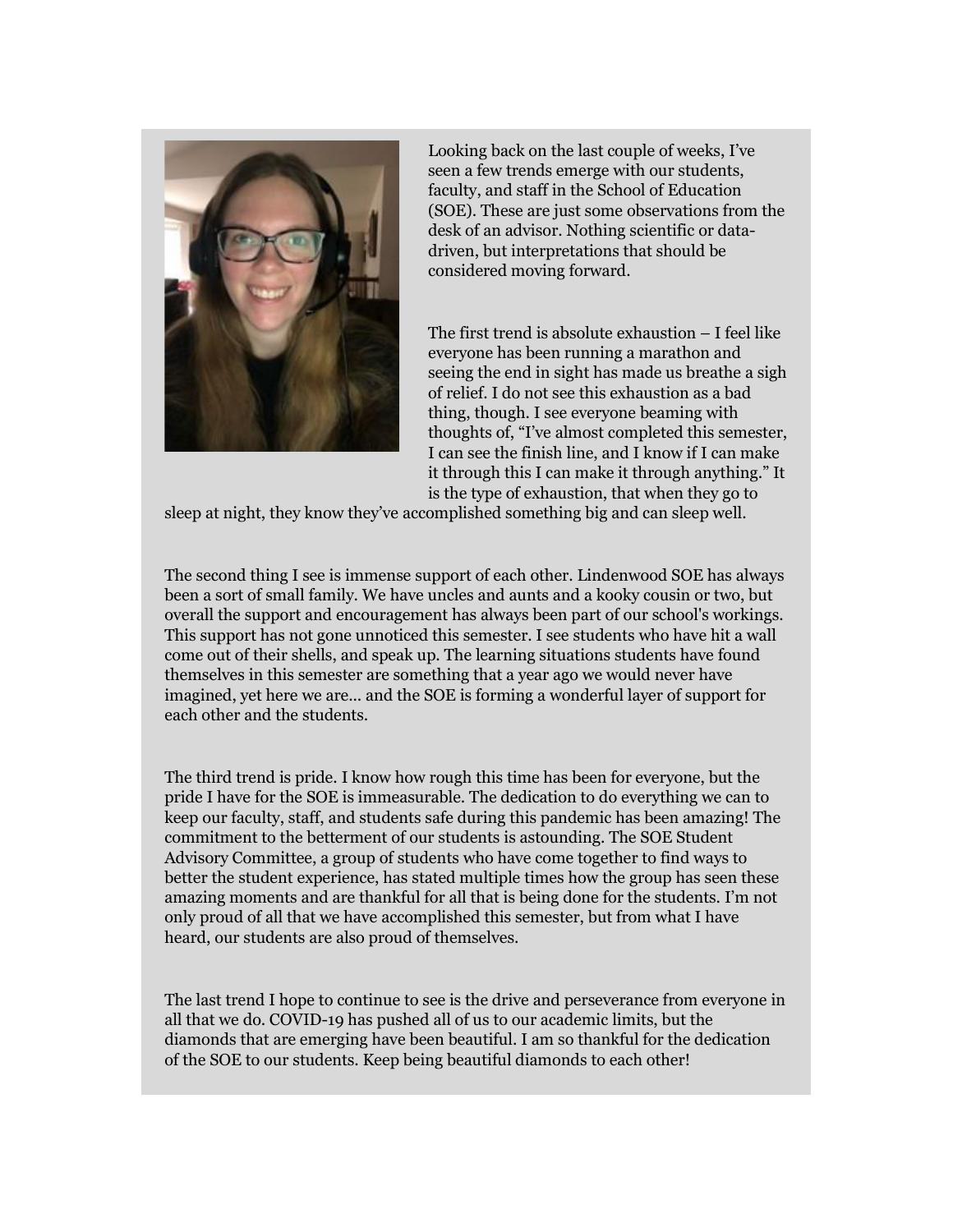Looking back on the last couple of weeks, I've seen a few trends emerge with our students, faculty, and staff in the School of Education (SOE). These are just some observations from the desk of an advisor. Nothing scientific or data-driven, but interpretations that should be considered moving forward.

The first trend is absolute exhaustion – I feel like everyone has been running a marathon and seeing the end in sight has made us breathe a sigh of relief. I do not see this exhaustion as a bad thing, though. I see everyone beaming with thoughts of, "I've almost completed this semester, I can see the finish line, and I know if I can make it through this I can make it through anything." It is the type of exhaustion, that when they go to sleep at night, they know they've accomplished something big and can sleep well.

The second thing I see is immense support of each other. Lindenwood SOE has always been a sort of small family. We have uncles and aunts and a kooky cousin or two, but overall the support and encouragement has always been part of our school's workings. This support has not gone unnoticed this semester. I see students who have hit a wall come out of their shells, and speak up. The learning situations students have found themselves in this semester are something that a year ago we would never have imagined, yet here we are... and the SOE is forming a wonderful layer of support for each other and the students.

The third trend is pride. I know how rough this time has been for everyone, but the pride I have for the SOE is immeasurable. The dedication to do everything we can to keep our faculty, staff, and students safe during this pandemic has been amazing! The commitment to the betterment of our students is astounding. The SOE Student Advisory Committee, a group of students who have come together to find ways to better the student experience, has stated multiple times how the group has seen these amazing moments and are thankful for all that is being done for the students. I'm not only proud of all that we have accomplished this semester, but from what I have heard, our students are also proud of themselves.

The last trend I hope to continue to see is the drive and perseverance from everyone in all that we do. COVID-19 has pushed all of us to our academic limits, but the diamonds that are emerging have been beautiful. I am so thankful for the dedication of the SOE to our students. Keep being beautiful diamonds to each other!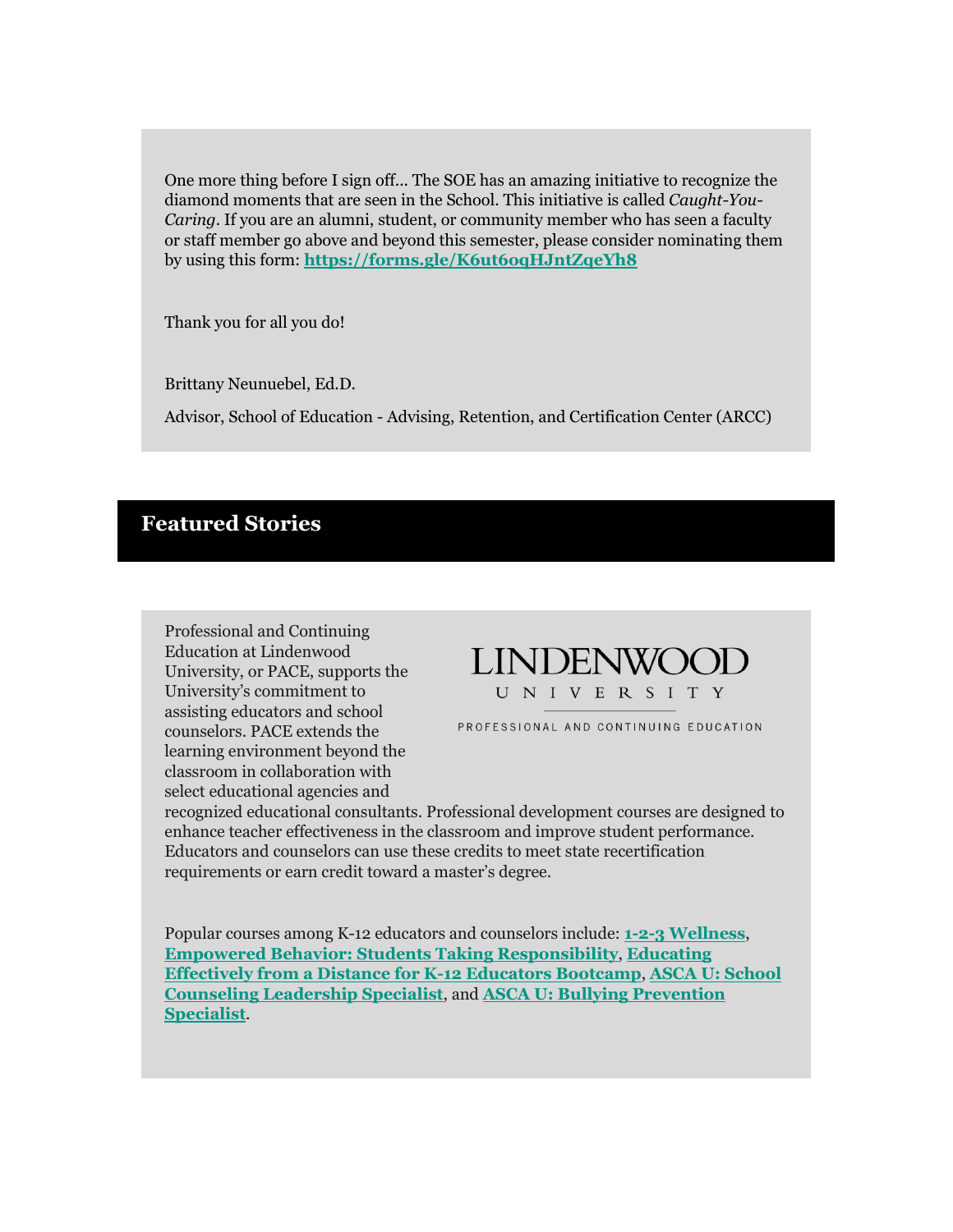One more thing before I sign off... The SOE has an amazing initiative to recognize the diamond moments that are seen in the School. This initiative is called *Caught-You-Caring*. If you are an alumni, student, or community member who has seen a faculty or staff member go above and beyond this semester, please consider nominating them by using this form: **https://forms.gle/K6ut6oqHJntZqeYh8**

Thank you for all you do!

Brittany Neunuebel, Ed.D.

Advisor, School of Education - Advising, Retention, and Certification Center (ARCC)

## Featured Stories

LINDENWOOD UNIVERSITY

PROFESSIONAL AND CONTINUING EDUCATION

Professional and Continuing Education at Lindenwood University, or PACE, supports the University's commitment to assisting educators and school counselors. PACE extends the learning environment beyond the classroom in collaboration with select educational agencies and recognized educational consultants. Professional development courses are designed to enhance teacher effectiveness in the classroom and improve student performance. Educators and counselors can use these credits to meet state recertification requirements or earn credit toward a master's degree.

Popular courses among K-12 educators and counselors include: **1-2-3 Wellness**, **Empowered Behavior: Students Taking Responsibility**, **Educating Effectively from a Distance for K-12 Educators Bootcamp**, **ASCA U: School Counseling Leadership Specialist**, and **ASCA U: Bullying Prevention Specialist**.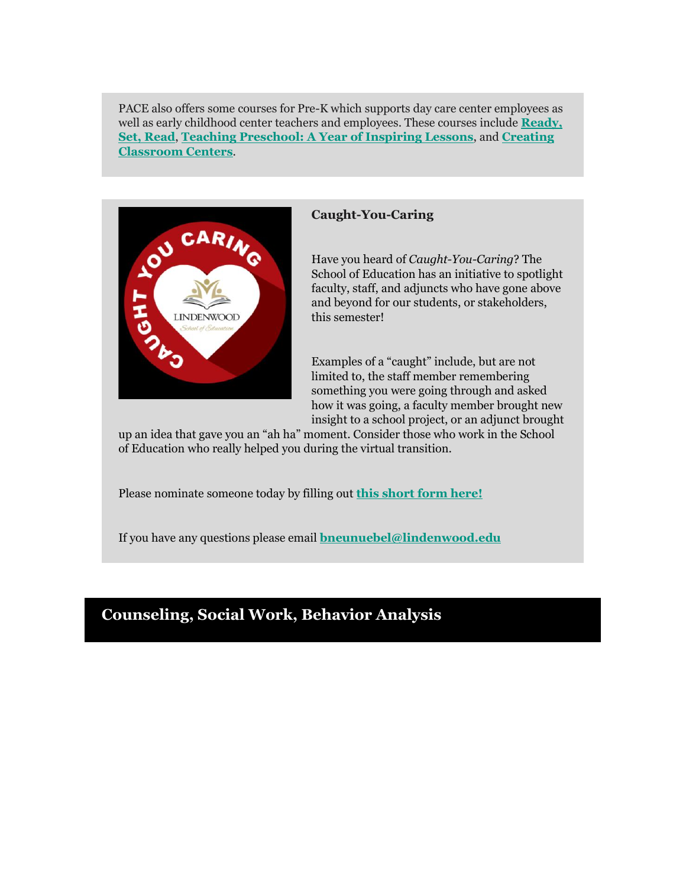PACE also offers some courses for Pre-K which supports day care center employees as well as early childhood center teachers and employees. These courses include **Ready, Set, Read**, **Teaching Preschool: A Year of Inspiring Lessons**, and **Creating Classroom Centers**.

**Caught-You-Caring**

Have you heard of *Caught-You-Caring*? The School of Education has an initiative to spotlight faculty, staff, and adjuncts who have gone above and beyond for our students, or stakeholders, this semester!

Examples of a "caught" include, but are not limited to, the staff member remembering something you were going through and asked how it was going, a faculty member brought new insight to a school project, or an adjunct brought up an idea that gave you an "ah ha" moment. Consider those who work in the School of Education who really helped you during the virtual transition.

Please nominate someone today by filling out **this short form here!**

If you have any questions please email **bneunuebel@lindenwood.edu**

## Counseling, Social Work, Behavior Analysis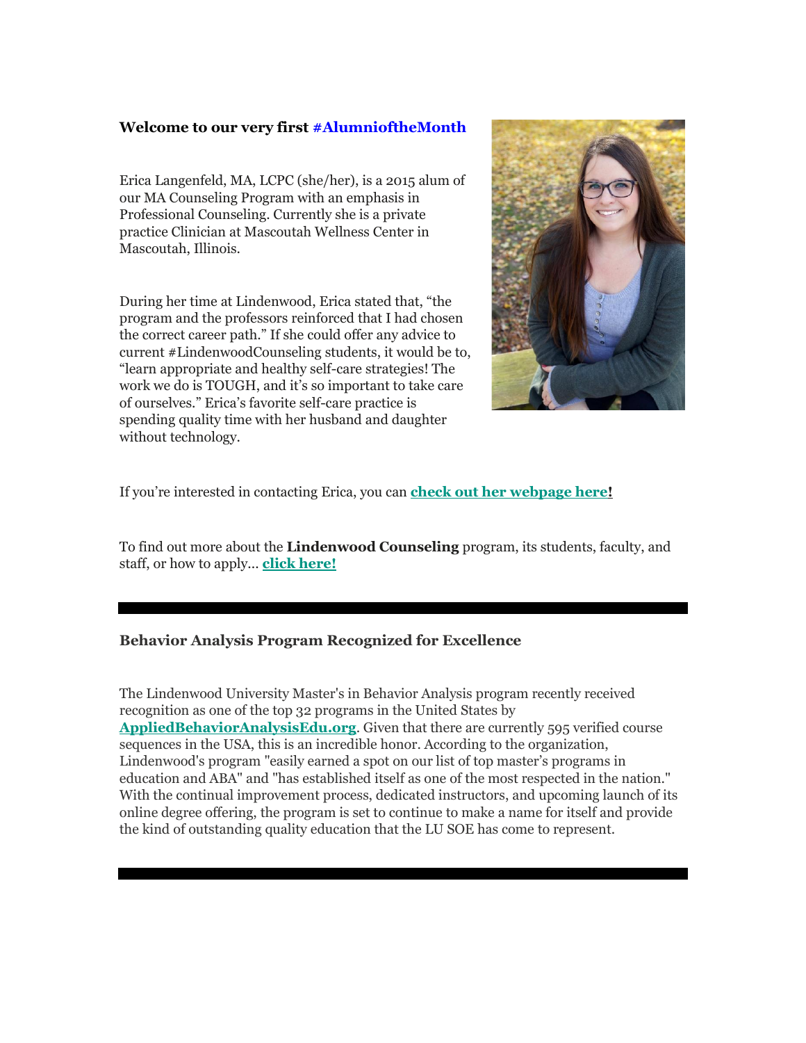### Welcome to our very first #AlumnioftheMonth

Erica Langenfeld, MA, LCPC (she/her), is a 2015 alum of our MA Counseling Program with an emphasis in Professional Counseling. Currently she is a private practice Clinician at Mascoutah Wellness Center in Mascoutah, Illinois.

During her time at Lindenwood, Erica stated that, "the program and the professors reinforced that I had chosen the correct career path." If she could offer any advice to current #LindenwoodCounseling students, it would be to, "learn appropriate and healthy self-care strategies! The work we do is TOUGH, and it's so important to take care of ourselves." Erica's favorite self-care practice is spending quality time with her husband and daughter without technology.

If you're interested in contacting Erica, you can **check out her webpage here!**

To find out more about the **Lindenwood Counseling** program, its students, faculty, and staff, or how to apply... **click here!**

---

### Behavior Analysis Program Recognized for Excellence

The Lindenwood University Master's in Behavior Analysis program recently received recognition as one of the top 32 programs in the United States by **AppliedBehaviorAnalysisEdu.org**. Given that there are currently 595 verified course sequences in the USA, this is an incredible honor. According to the organization, Lindenwood's program "easily earned a spot on our list of top master's programs in education and ABA" and "has established itself as one of the most respected in the nation." With the continual improvement process, dedicated instructors, and upcoming launch of its online degree offering, the program is set to continue to make a name for itself and provide the kind of outstanding quality education that the LU SOE has come to represent.

---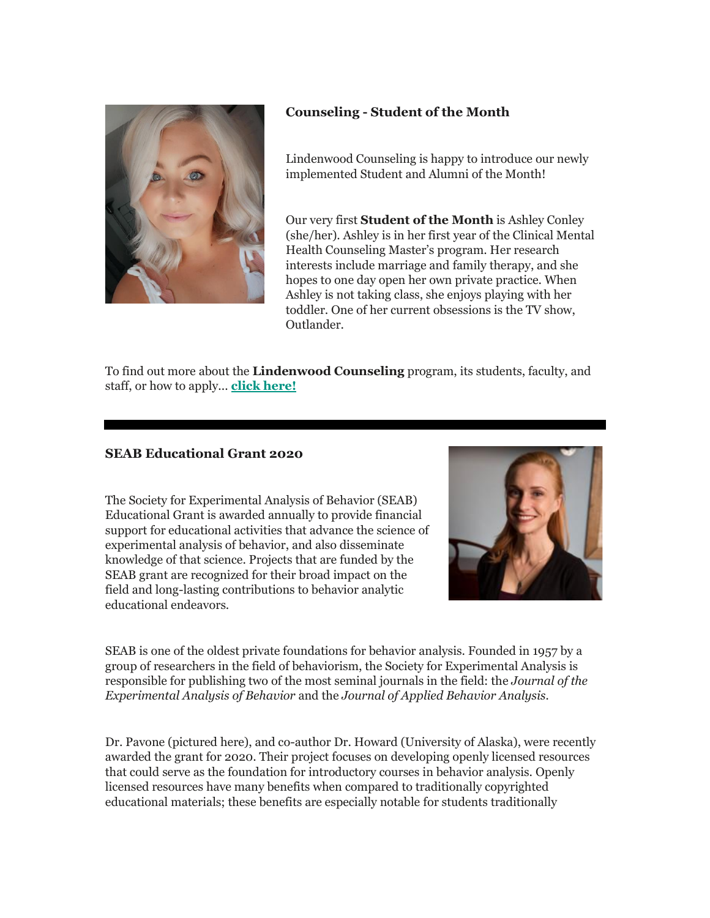## Counseling - Student of the Month

Lindenwood Counseling is happy to introduce our newly implemented Student and Alumni of the Month!

Our very first **Student of the Month** is Ashley Conley (she/her). Ashley is in her first year of the Clinical Mental Health Counseling Master's program. Her research interests include marriage and family therapy, and she hopes to one day open her own private practice. When Ashley is not taking class, she enjoys playing with her toddler. One of her current obsessions is the TV show, Outlander.

To find out more about the **Lindenwood Counseling** program, its students, faculty, and staff, or how to apply... **click here!**

---

## SEAB Educational Grant 2020

The Society for Experimental Analysis of Behavior (SEAB) Educational Grant is awarded annually to provide financial support for educational activities that advance the science of experimental analysis of behavior, and also disseminate knowledge of that science. Projects that are funded by the SEAB grant are recognized for their broad impact on the field and long-lasting contributions to behavior analytic educational endeavors.

SEAB is one of the oldest private foundations for behavior analysis. Founded in 1957 by a group of researchers in the field of behaviorism, the Society for Experimental Analysis is responsible for publishing two of the most seminal journals in the field: the *Journal of the Experimental Analysis of Behavior* and the *Journal of Applied Behavior Analysis*.

Dr. Pavone (pictured here), and co-author Dr. Howard (University of Alaska), were recently awarded the grant for 2020. Their project focuses on developing openly licensed resources that could serve as the foundation for introductory courses in behavior analysis. Openly licensed resources have many benefits when compared to traditionally copyrighted educational materials; these benefits are especially notable for students traditionally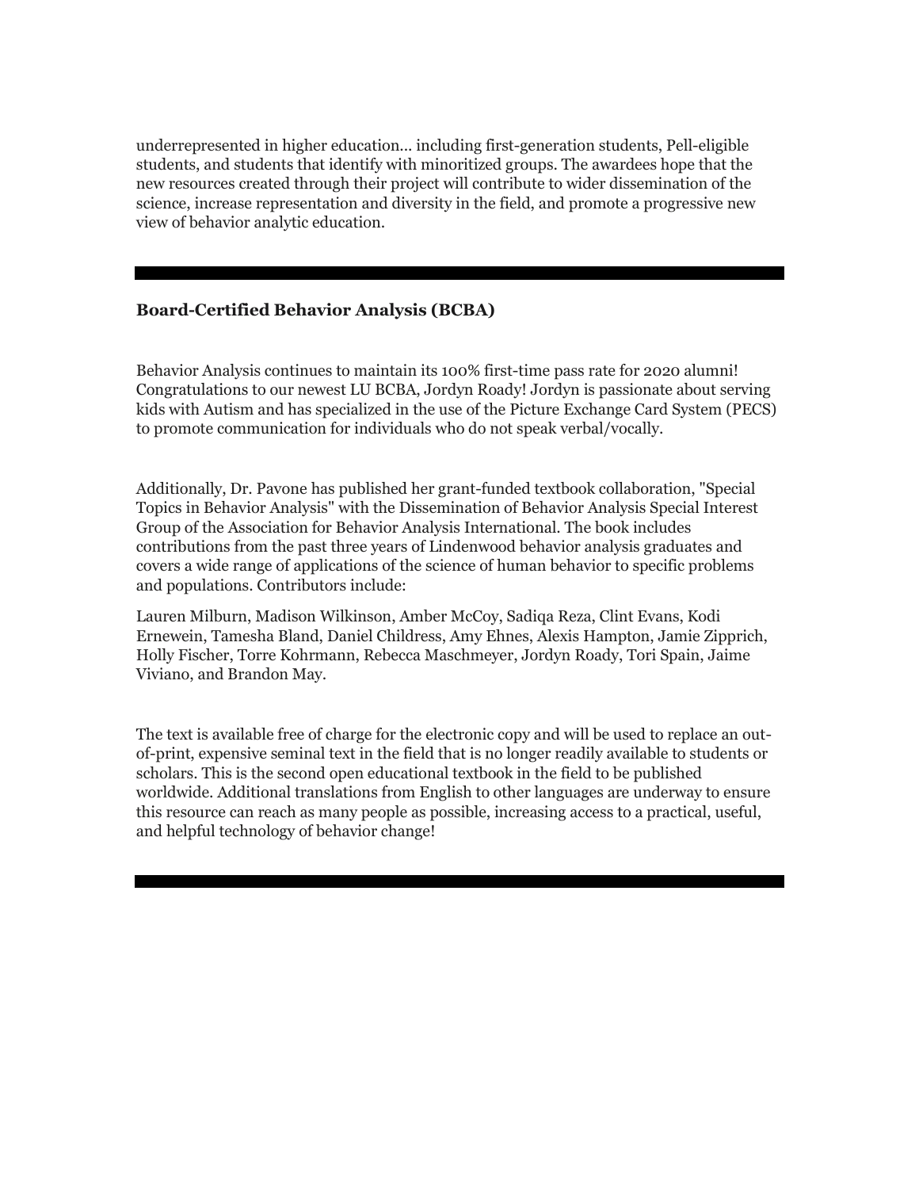underrepresented in higher education... including first-generation students, Pell-eligible students, and students that identify with minoritized groups. The awardees hope that the new resources created through their project will contribute to wider dissemination of the science, increase representation and diversity in the field, and promote a progressive new view of behavior analytic education.

---

### Board-Certified Behavior Analysis (BCBA)

Behavior Analysis continues to maintain its 100% first-time pass rate for 2020 alumni! Congratulations to our newest LU BCBA, Jordyn Roady! Jordyn is passionate about serving kids with Autism and has specialized in the use of the Picture Exchange Card System (PECS) to promote communication for individuals who do not speak verbal/vocally.

Additionally, Dr. Pavone has published her grant-funded textbook collaboration, "Special Topics in Behavior Analysis" with the Dissemination of Behavior Analysis Special Interest Group of the Association for Behavior Analysis International. The book includes contributions from the past three years of Lindenwood behavior analysis graduates and covers a wide range of applications of the science of human behavior to specific problems and populations. Contributors include:

Lauren Milburn, Madison Wilkinson, Amber McCoy, Sadiqa Reza, Clint Evans, Kodi Ernewein, Tamesha Bland, Daniel Childress, Amy Ehnes, Alexis Hampton, Jamie Zipprich, Holly Fischer, Torre Kohrmann, Rebecca Maschmeyer, Jordyn Roady, Tori Spain, Jaime Viviano, and Brandon May.

The text is available free of charge for the electronic copy and will be used to replace an out-of-print, expensive seminal text in the field that is no longer readily available to students or scholars. This is the second open educational textbook in the field to be published worldwide. Additional translations from English to other languages are underway to ensure this resource can reach as many people as possible, increasing access to a practical, useful, and helpful technology of behavior change!

---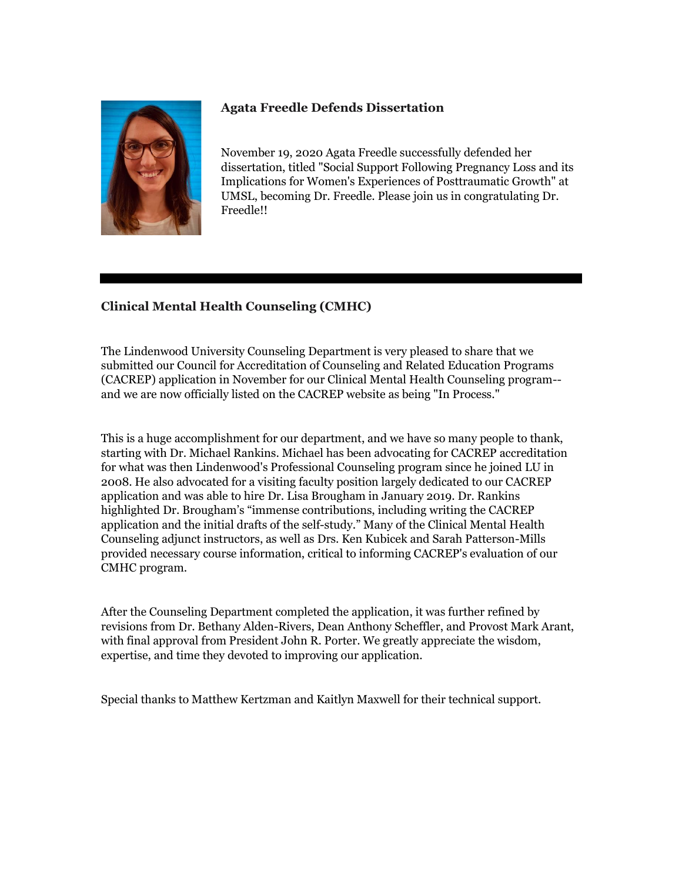### Agata Freedle Defends Dissertation

November 19, 2020 Agata Freedle successfully defended her dissertation, titled "Social Support Following Pregnancy Loss and its Implications for Women's Experiences of Posttraumatic Growth" at UMSL, becoming Dr. Freedle. Please join us in congratulating Dr. Freedle!!

---

### Clinical Mental Health Counseling (CMHC)

The Lindenwood University Counseling Department is very pleased to share that we submitted our Council for Accreditation of Counseling and Related Education Programs (CACREP) application in November for our Clinical Mental Health Counseling program--and we are now officially listed on the CACREP website as being "In Process."

This is a huge accomplishment for our department, and we have so many people to thank, starting with Dr. Michael Rankins. Michael has been advocating for CACREP accreditation for what was then Lindenwood's Professional Counseling program since he joined LU in 2008. He also advocated for a visiting faculty position largely dedicated to our CACREP application and was able to hire Dr. Lisa Brougham in January 2019. Dr. Rankins highlighted Dr. Brougham's "immense contributions, including writing the CACREP application and the initial drafts of the self-study." Many of the Clinical Mental Health Counseling adjunct instructors, as well as Drs. Ken Kubicek and Sarah Patterson-Mills provided necessary course information, critical to informing CACREP's evaluation of our CMHC program.

After the Counseling Department completed the application, it was further refined by revisions from Dr. Bethany Alden-Rivers, Dean Anthony Scheffler, and Provost Mark Arant, with final approval from President John R. Porter. We greatly appreciate the wisdom, expertise, and time they devoted to improving our application.

Special thanks to Matthew Kertzman and Kaitlyn Maxwell for their technical support.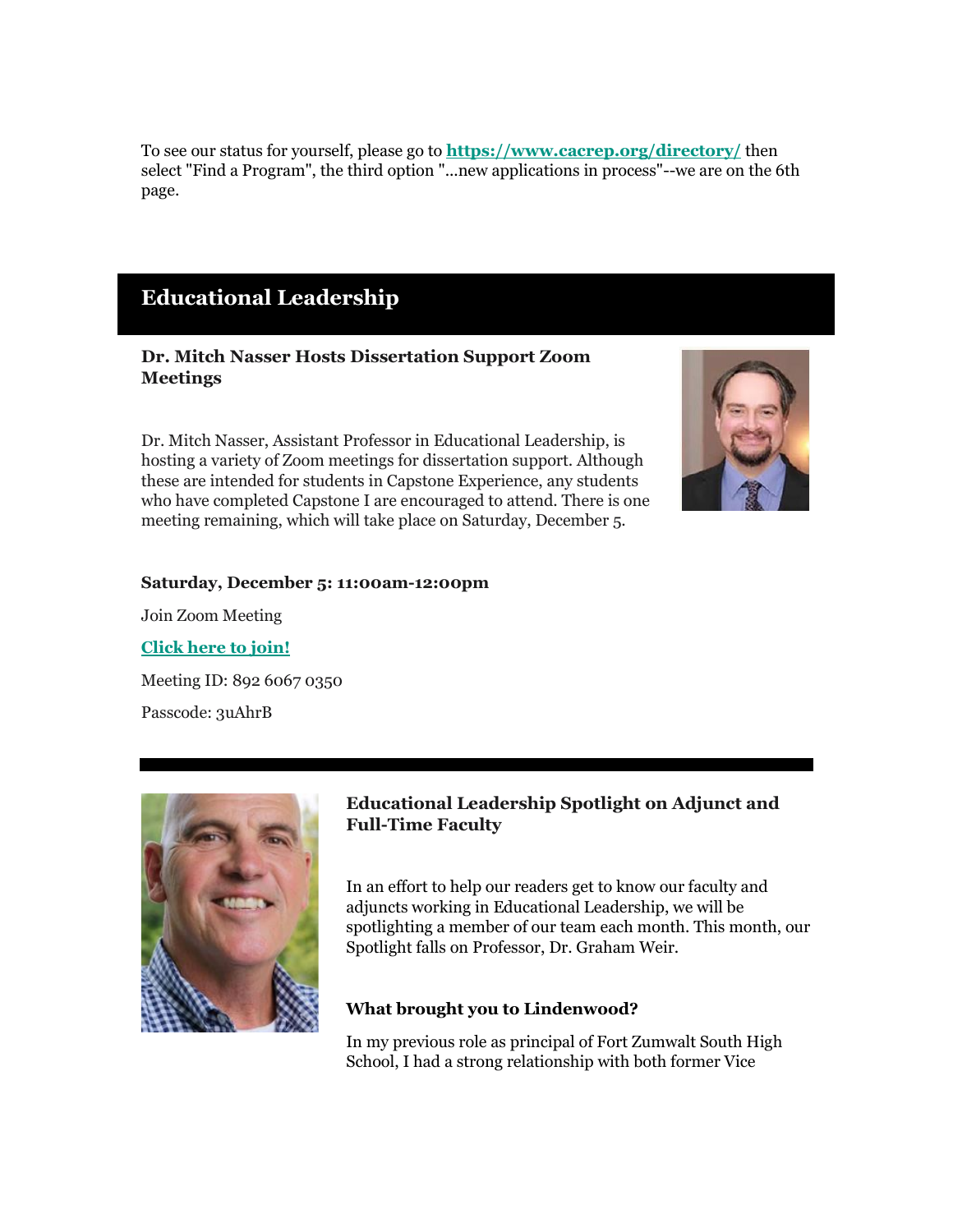To see our status for yourself, please go to **https://www.cacrep.org/directory/** then select "Find a Program", the third option "...new applications in process"--we are on the 6th page.

## Educational Leadership

### Dr. Mitch Nasser Hosts Dissertation Support Zoom Meetings

Dr. Mitch Nasser, Assistant Professor in Educational Leadership, is hosting a variety of Zoom meetings for dissertation support. Although these are intended for students in Capstone Experience, any students who have completed Capstone I are encouraged to attend. There is one meeting remaining, which will take place on Saturday, December 5.

**Saturday, December 5: 11:00am-12:00pm**

Join Zoom Meeting

**Click here to join!**

Meeting ID: 892 6067 0350

Passcode: 3uAhrB

---

### Educational Leadership Spotlight on Adjunct and Full-Time Faculty

In an effort to help our readers get to know our faculty and adjuncts working in Educational Leadership, we will be spotlighting a member of our team each month. This month, our Spotlight falls on Professor, Dr. Graham Weir.

**What brought you to Lindenwood?**

In my previous role as principal of Fort Zumwalt South High School, I had a strong relationship with both former Vice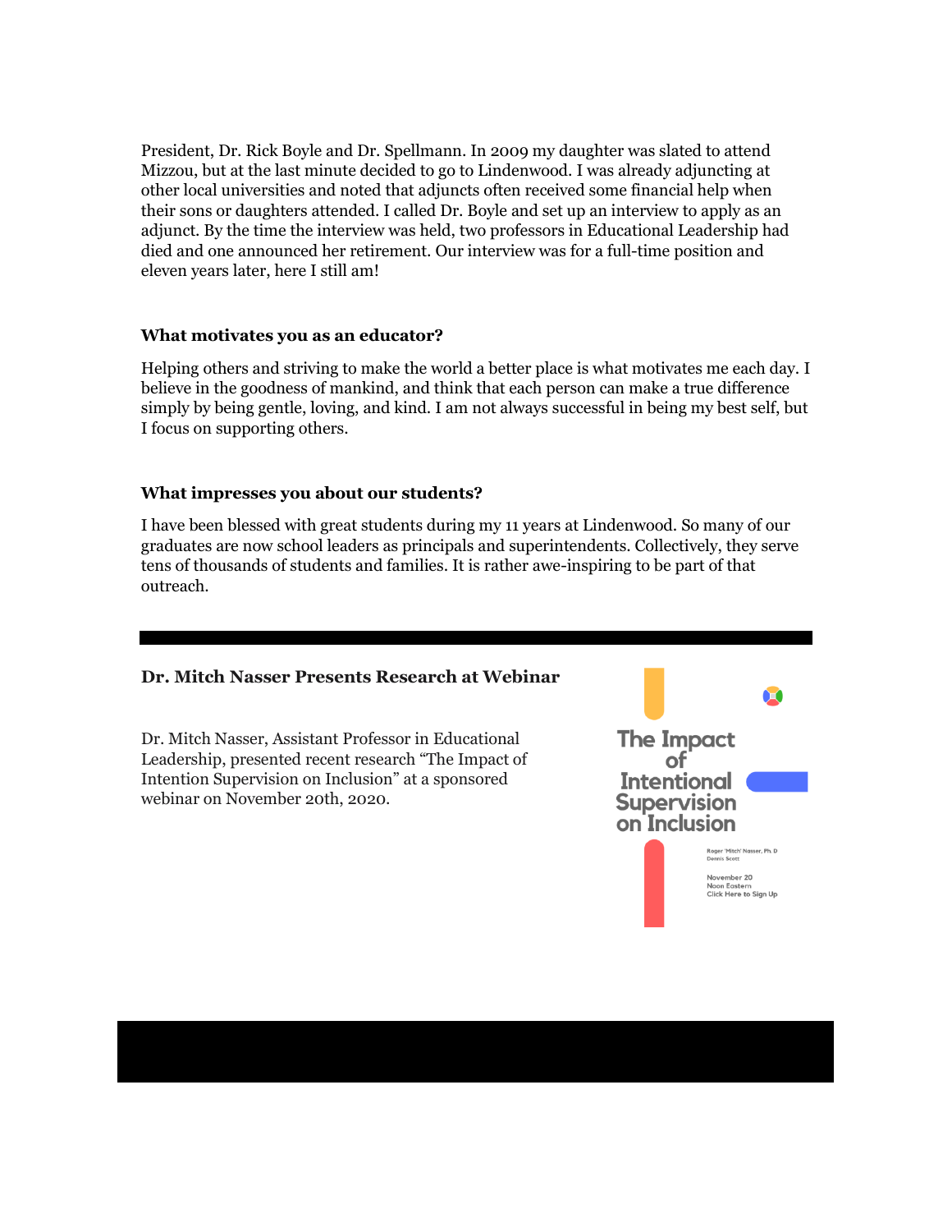President, Dr. Rick Boyle and Dr. Spellmann. In 2009 my daughter was slated to attend Mizzou, but at the last minute decided to go to Lindenwood. I was already adjuncting at other local universities and noted that adjuncts often received some financial help when their sons or daughters attended. I called Dr. Boyle and set up an interview to apply as an adjunct. By the time the interview was held, two professors in Educational Leadership had died and one announced her retirement. Our interview was for a full-time position and eleven years later, here I still am!

**What motivates you as an educator?**

Helping others and striving to make the world a better place is what motivates me each day. I believe in the goodness of mankind, and think that each person can make a true difference simply by being gentle, loving, and kind. I am not always successful in being my best self, but I focus on supporting others.

**What impresses you about our students?**

I have been blessed with great students during my 11 years at Lindenwood. So many of our graduates are now school leaders as principals and superintendents. Collectively, they serve tens of thousands of students and families. It is rather awe-inspiring to be part of that outreach.

---

**Dr. Mitch Nasser Presents Research at Webinar**

Dr. Mitch Nasser, Assistant Professor in Educational Leadership, presented recent research "The Impact of Intention Supervision on Inclusion" at a sponsored webinar on November 20th, 2020.

The Impact of Intentional Supervision on Inclusion

Roger 'Mitch' Nasser, Ph. D
Dennis Scott

November 20
Noon Eastern
Click Here to Sign Up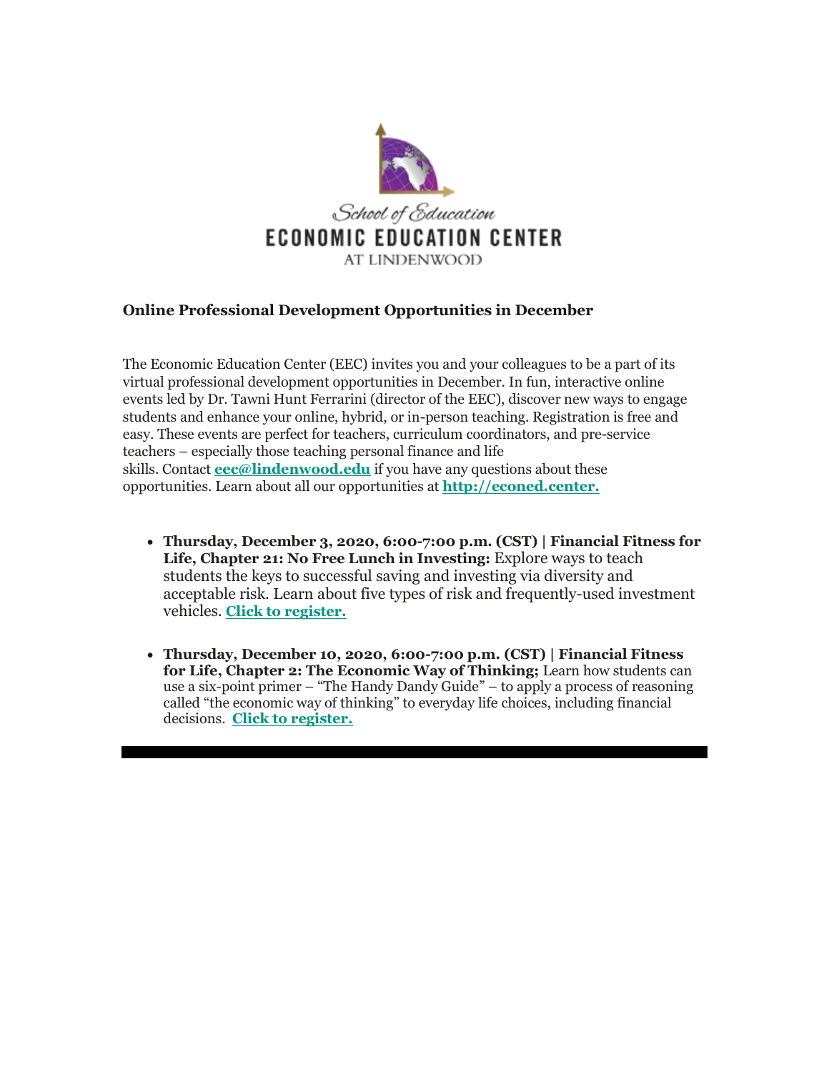School of Education

ECONOMIC EDUCATION CENTER

AT LINDENWOOD

**Online Professional Development Opportunities in December**

The Economic Education Center (EEC) invites you and your colleagues to be a part of its virtual professional development opportunities in December. In fun, interactive online events led by Dr. Tawni Hunt Ferrarini (director of the EEC), discover new ways to engage students and enhance your online, hybrid, or in-person teaching. Registration is free and easy. These events are perfect for teachers, curriculum coordinators, and pre-service teachers – especially those teaching personal finance and life skills. Contact **eec@lindenwood.edu** if you have any questions about these opportunities. Learn about all our opportunities at **http://econed.center.**

- **Thursday, December 3, 2020, 6:00-7:00 p.m. (CST) | Financial Fitness for Life, Chapter 21: No Free Lunch in Investing:** Explore ways to teach students the keys to successful saving and investing via diversity and acceptable risk. Learn about five types of risk and frequently-used investment vehicles. **Click to register.**

- **Thursday, December 10, 2020, 6:00-7:00 p.m. (CST) | Financial Fitness for Life, Chapter 2: The Economic Way of Thinking;** Learn how students can use a six-point primer – "The Handy Dandy Guide" – to apply a process of reasoning called "the economic way of thinking" to everyday life choices, including financial decisions. **Click to register.**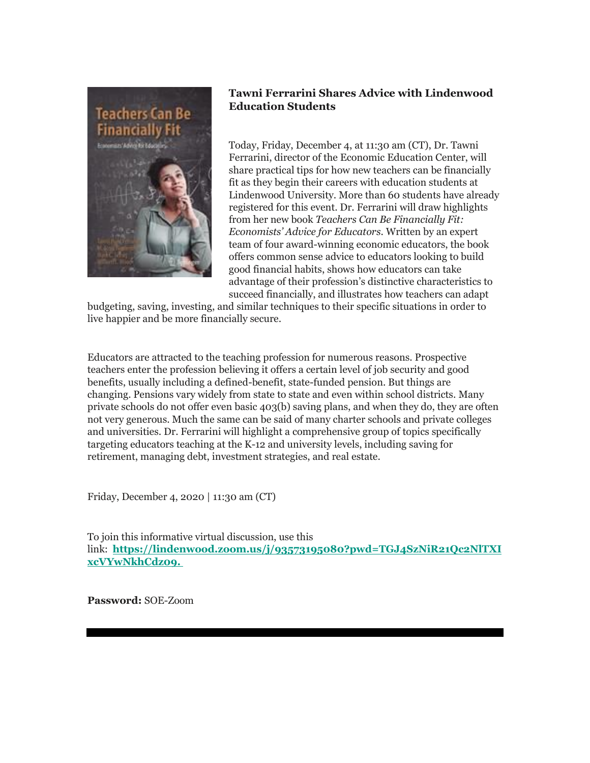**Tawni Ferrarini Shares Advice with Lindenwood Education Students**

Today, Friday, December 4, at 11:30 am (CT), Dr. Tawni Ferrarini, director of the Economic Education Center, will share practical tips for how new teachers can be financially fit as they begin their careers with education students at Lindenwood University. More than 60 students have already registered for this event. Dr. Ferrarini will draw highlights from her new book *Teachers Can Be Financially Fit: Economists' Advice for Educators*. Written by an expert team of four award-winning economic educators, the book offers common sense advice to educators looking to build good financial habits, shows how educators can take advantage of their profession's distinctive characteristics to succeed financially, and illustrates how teachers can adapt budgeting, saving, investing, and similar techniques to their specific situations in order to live happier and be more financially secure.

Educators are attracted to the teaching profession for numerous reasons. Prospective teachers enter the profession believing it offers a certain level of job security and good benefits, usually including a defined-benefit, state-funded pension. But things are changing. Pensions vary widely from state to state and even within school districts. Many private schools do not offer even basic 403(b) saving plans, and when they do, they are often not very generous. Much the same can be said of many charter schools and private colleges and universities. Dr. Ferrarini will highlight a comprehensive group of topics specifically targeting educators teaching at the K-12 and university levels, including saving for retirement, managing debt, investment strategies, and real estate.

Friday, December 4, 2020 | 11:30 am (CT)

To join this informative virtual discussion, use this link: **https://lindenwood.zoom.us/j/93573195080?pwd=TGJ4SzNiR21Qc2NlTXIxcVYwNkhCdz09.**

**Password:** SOE-Zoom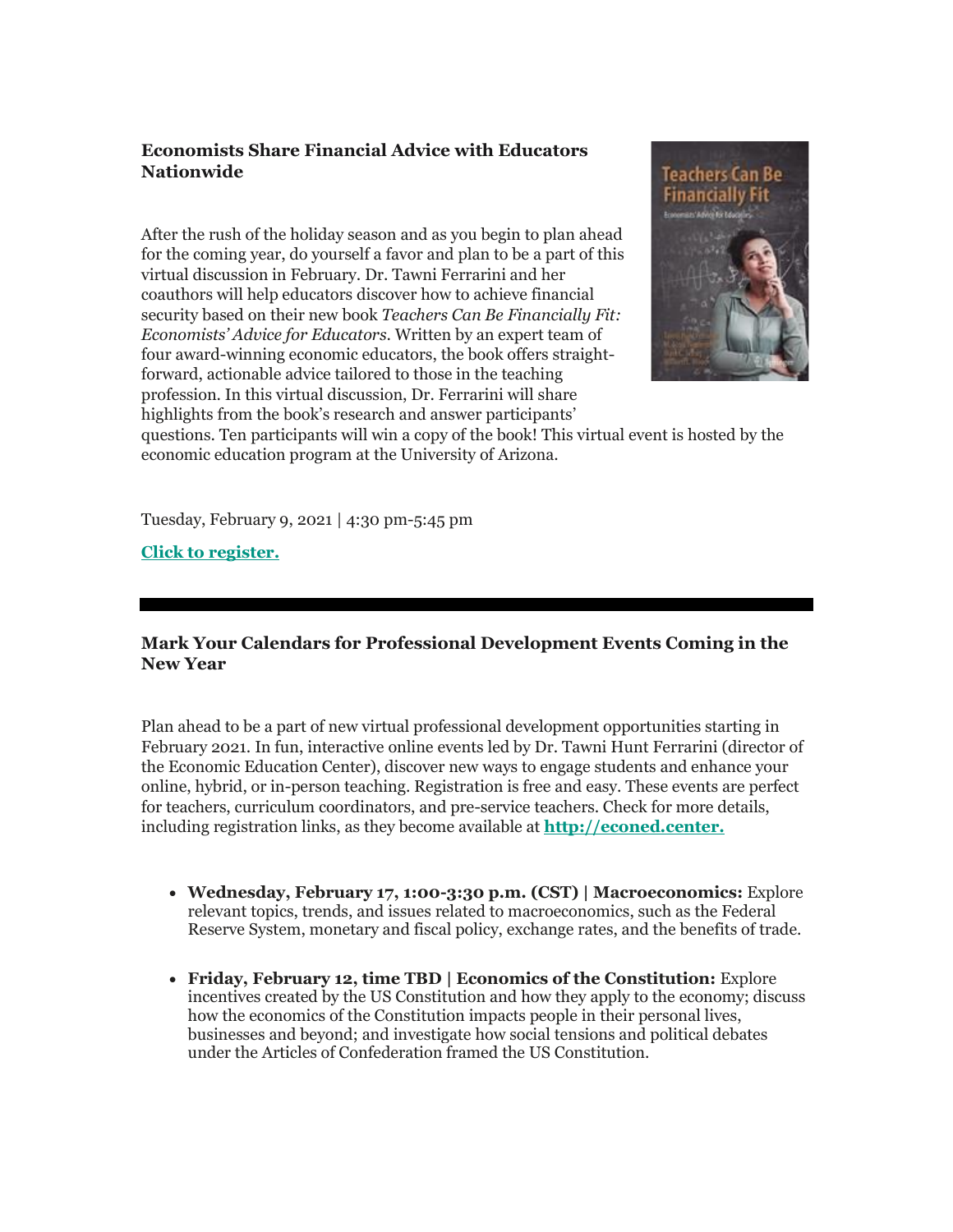### Economists Share Financial Advice with Educators Nationwide

After the rush of the holiday season and as you begin to plan ahead for the coming year, do yourself a favor and plan to be a part of this virtual discussion in February. Dr. Tawni Ferrarini and her coauthors will help educators discover how to achieve financial security based on their new book *Teachers Can Be Financially Fit: Economists' Advice for Educators*. Written by an expert team of four award-winning economic educators, the book offers straight-forward, actionable advice tailored to those in the teaching profession. In this virtual discussion, Dr. Ferrarini will share highlights from the book's research and answer participants' questions. Ten participants will win a copy of the book! This virtual event is hosted by the economic education program at the University of Arizona.

Tuesday, February 9, 2021 | 4:30 pm-5:45 pm

**Click to register.**

---

### Mark Your Calendars for Professional Development Events Coming in the New Year

Plan ahead to be a part of new virtual professional development opportunities starting in February 2021. In fun, interactive online events led by Dr. Tawni Hunt Ferrarini (director of the Economic Education Center), discover new ways to engage students and enhance your online, hybrid, or in-person teaching. Registration is free and easy. These events are perfect for teachers, curriculum coordinators, and pre-service teachers. Check for more details, including registration links, as they become available at **http://econed.center.**

- **Wednesday, February 17, 1:00-3:30 p.m. (CST) | Macroeconomics:** Explore relevant topics, trends, and issues related to macroeconomics, such as the Federal Reserve System, monetary and fiscal policy, exchange rates, and the benefits of trade.
- **Friday, February 12, time TBD | Economics of the Constitution:** Explore incentives created by the US Constitution and how they apply to the economy; discuss how the economics of the Constitution impacts people in their personal lives, businesses and beyond; and investigate how social tensions and political debates under the Articles of Confederation framed the US Constitution.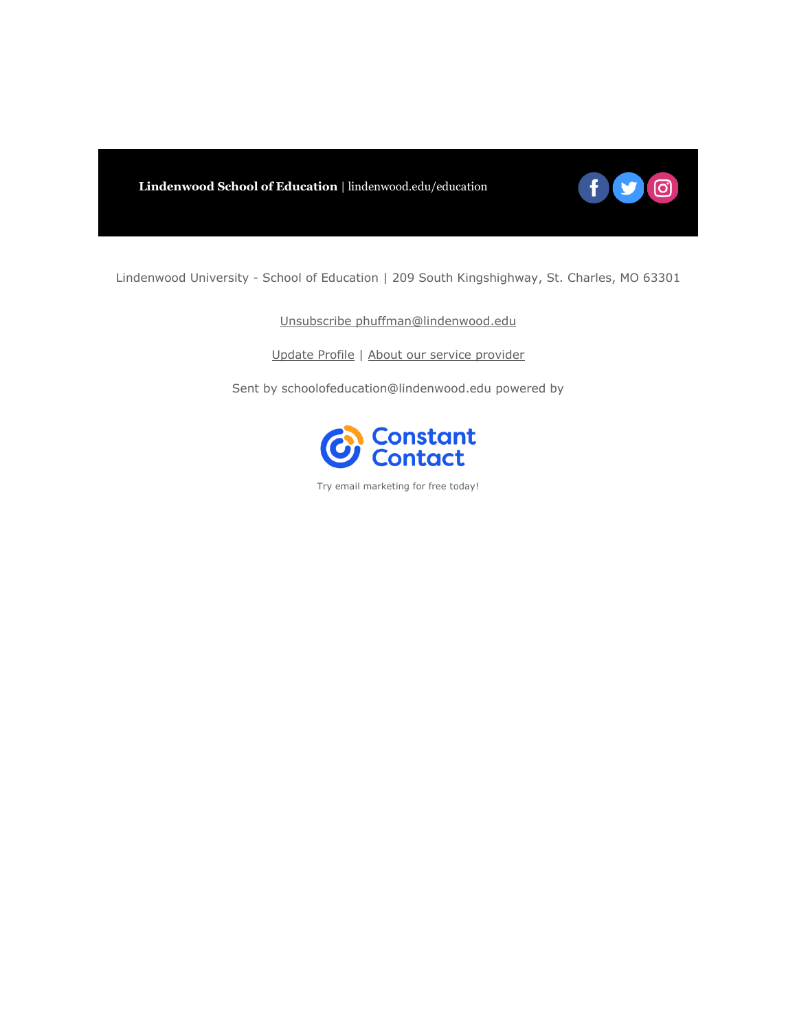**Lindenwood School of Education** | lindenwood.edu/education

Lindenwood University - School of Education | 209 South Kingshighway, St. Charles, MO 63301

Unsubscribe phuffman@lindenwood.edu

Update Profile | About our service provider

Sent by schoolofeducation@lindenwood.edu powered by

Constant Contact

Try email marketing for free today!